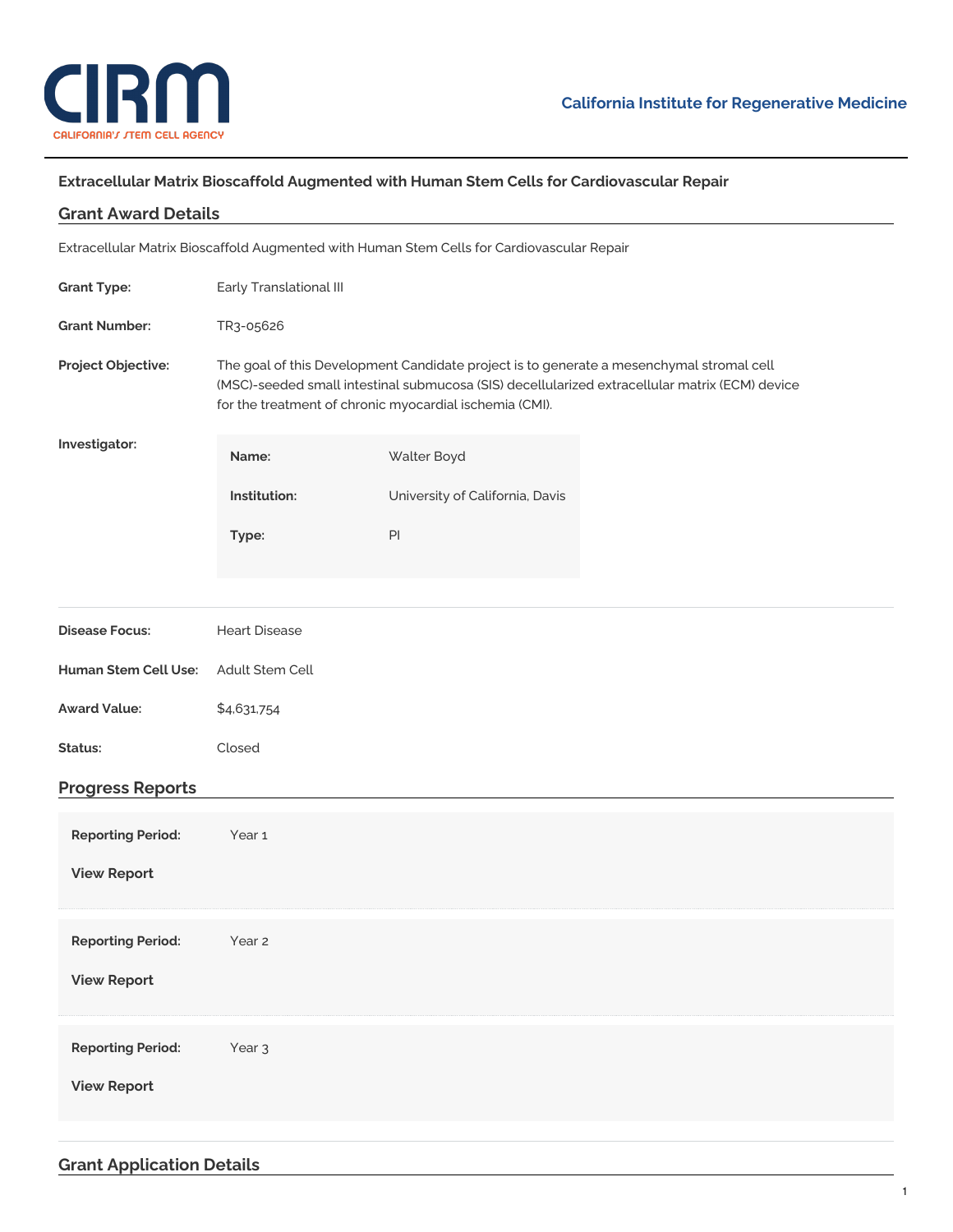CIRM
CALIFORNIA'S STEM CELL AGENCY

California Institute for Regenerative Medicine

# Extracellular Matrix Bioscaffold Augmented with Human Stem Cells for Cardiovascular Repair

## Grant Award Details

Extracellular Matrix Bioscaffold Augmented with Human Stem Cells for Cardiovascular Repair

**Grant Type:** Early Translational III

**Grant Number:** TR3-05626

**Project Objective:** The goal of this Development Candidate project is to generate a mesenchymal stromal cell (MSC)-seeded small intestinal submucosa (SIS) decellularized extracellular matrix (ECM) device for the treatment of chronic myocardial ischemia (CMI).

**Investigator:**

| | |
|---|---|
| **Name:** | Walter Boyd |
| **Institution:** | University of California, Davis |
| **Type:** | PI |

**Disease Focus:** Heart Disease

**Human Stem Cell Use:** Adult Stem Cell

**Award Value:** $4,631,754

**Status:** Closed

## Progress Reports

**Reporting Period:** Year 1

**View Report**

**Reporting Period:** Year 2

**View Report**

**Reporting Period:** Year 3

**View Report**

## Grant Application Details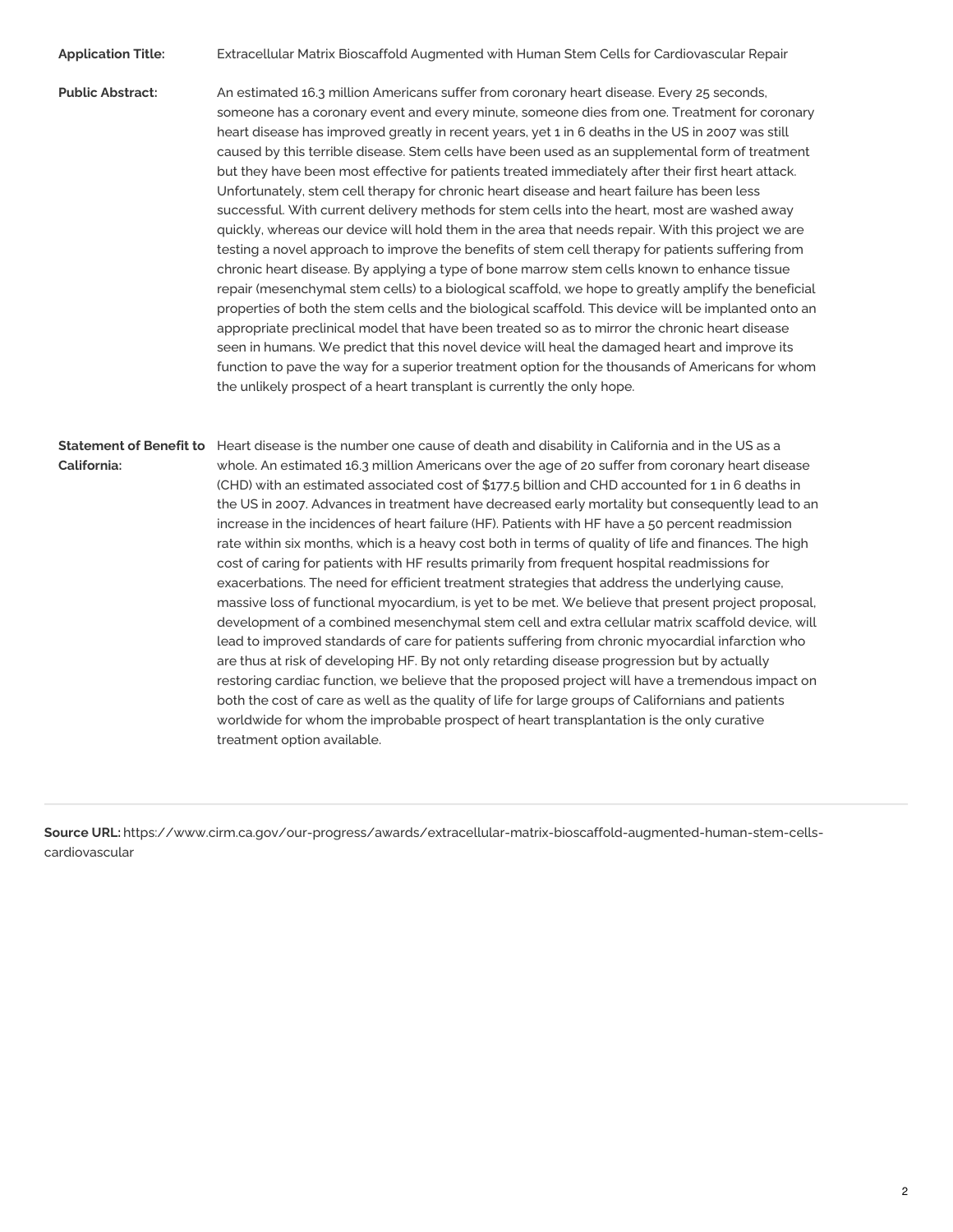**Application Title:** Extracellular Matrix Bioscaffold Augmented with Human Stem Cells for Cardiovascular Repair

**Public Abstract:** An estimated 16.3 million Americans suffer from coronary heart disease. Every 25 seconds, someone has a coronary event and every minute, someone dies from one. Treatment for coronary heart disease has improved greatly in recent years, yet 1 in 6 deaths in the US in 2007 was still caused by this terrible disease. Stem cells have been used as an supplemental form of treatment but they have been most effective for patients treated immediately after their first heart attack. Unfortunately, stem cell therapy for chronic heart disease and heart failure has been less successful. With current delivery methods for stem cells into the heart, most are washed away quickly, whereas our device will hold them in the area that needs repair. With this project we are testing a novel approach to improve the benefits of stem cell therapy for patients suffering from chronic heart disease. By applying a type of bone marrow stem cells known to enhance tissue repair (mesenchymal stem cells) to a biological scaffold, we hope to greatly amplify the beneficial properties of both the stem cells and the biological scaffold. This device will be implanted onto an appropriate preclinical model that have been treated so as to mirror the chronic heart disease seen in humans. We predict that this novel device will heal the damaged heart and improve its function to pave the way for a superior treatment option for the thousands of Americans for whom the unlikely prospect of a heart transplant is currently the only hope.

**Statement of Benefit to California:** Heart disease is the number one cause of death and disability in California and in the US as a whole. An estimated 16.3 million Americans over the age of 20 suffer from coronary heart disease (CHD) with an estimated associated cost of $177.5 billion and CHD accounted for 1 in 6 deaths in the US in 2007. Advances in treatment have decreased early mortality but consequently lead to an increase in the incidences of heart failure (HF). Patients with HF have a 50 percent readmission rate within six months, which is a heavy cost both in terms of quality of life and finances. The high cost of caring for patients with HF results primarily from frequent hospital readmissions for exacerbations. The need for efficient treatment strategies that address the underlying cause, massive loss of functional myocardium, is yet to be met. We believe that present project proposal, development of a combined mesenchymal stem cell and extra cellular matrix scaffold device, will lead to improved standards of care for patients suffering from chronic myocardial infarction who are thus at risk of developing HF. By not only retarding disease progression but by actually restoring cardiac function, we believe that the proposed project will have a tremendous impact on both the cost of care as well as the quality of life for large groups of Californians and patients worldwide for whom the improbable prospect of heart transplantation is the only curative treatment option available.

---

**Source URL:** https://www.cirm.ca.gov/our-progress/awards/extracellular-matrix-bioscaffold-augmented-human-stem-cells-cardiovascular